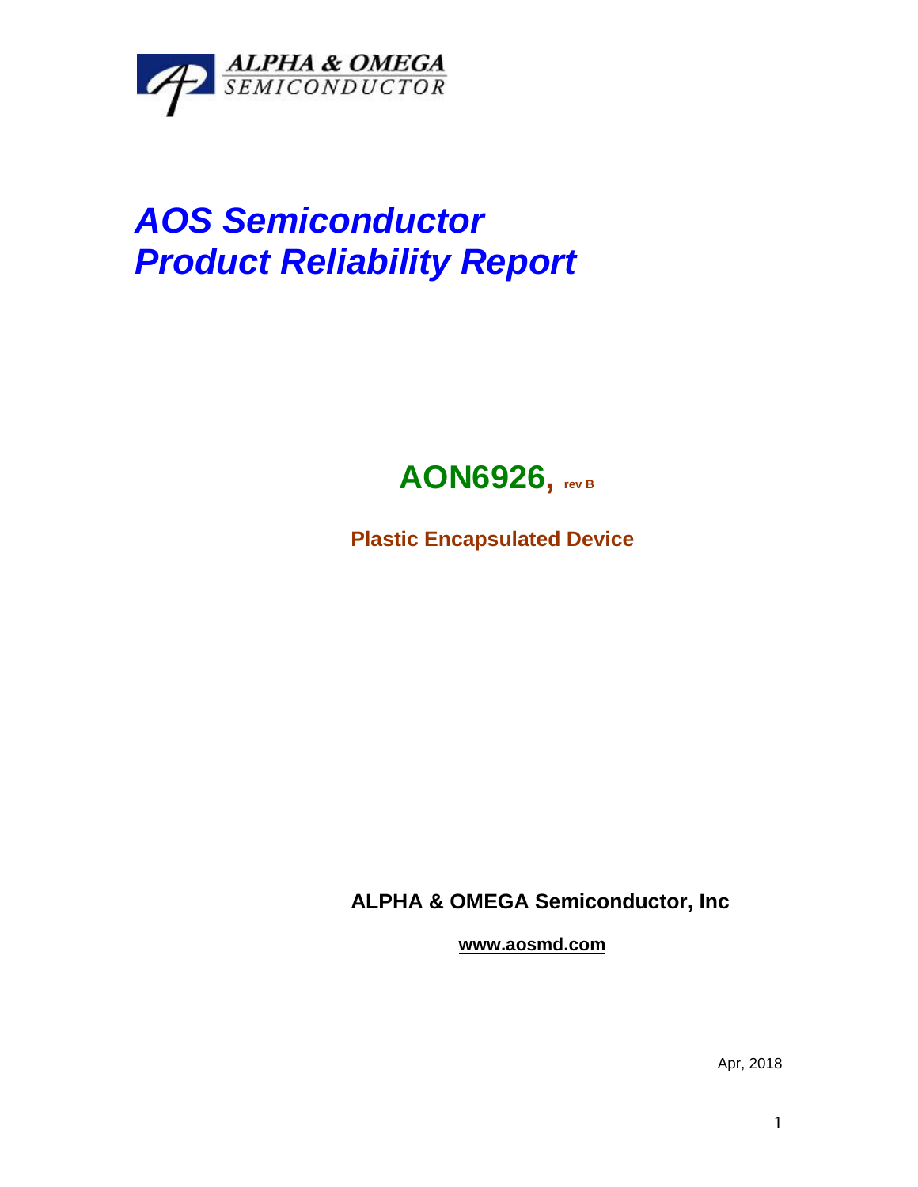ALPHA & OMEGA
SEMICONDUCTOR

# *AOS Semiconductor*
# *Product Reliability Report*

## AON6926, rev B

**Plastic Encapsulated Device**

**ALPHA & OMEGA Semiconductor, Inc**

**www.aosmd.com**

Apr, 2018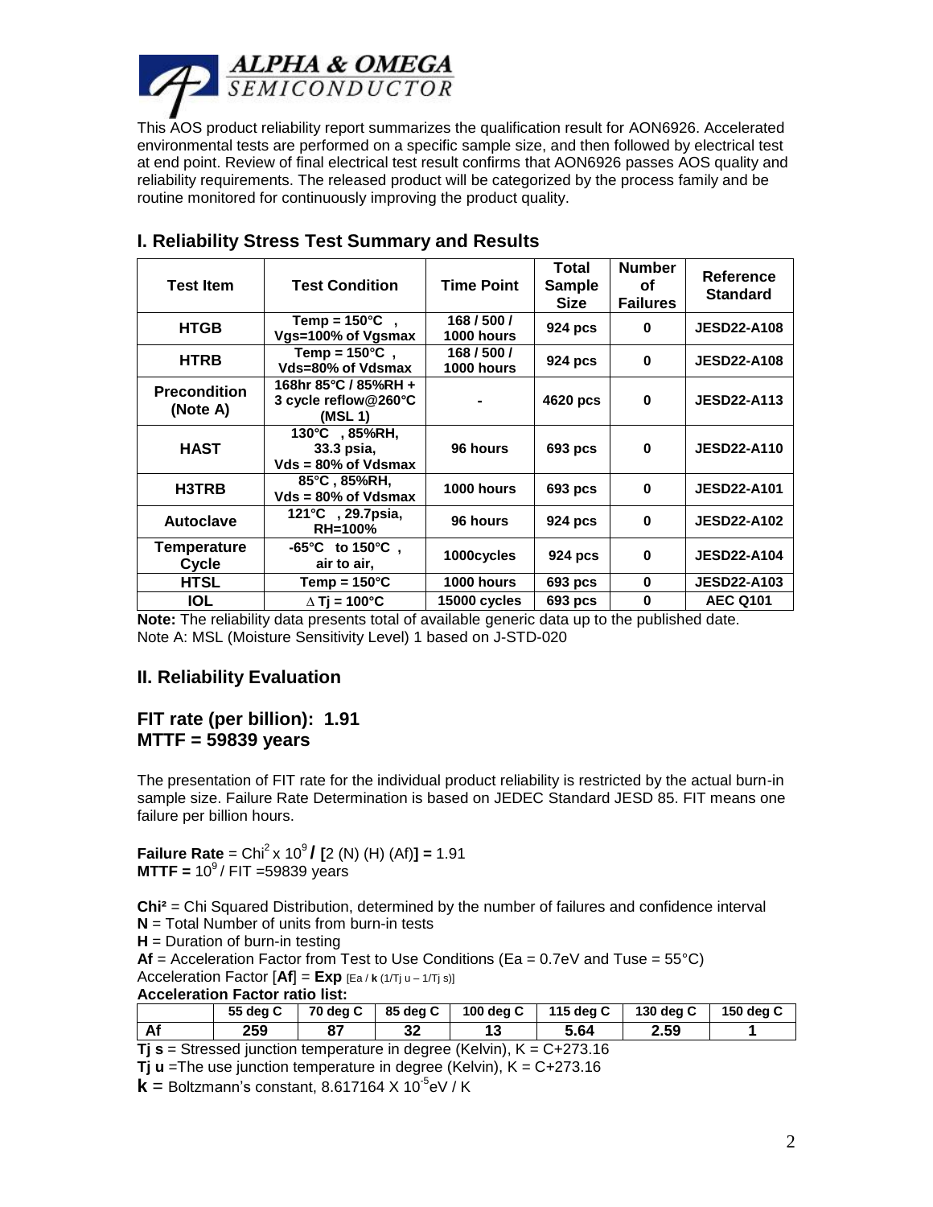This AOS product reliability report summarizes the qualification result for AON6926. Accelerated environmental tests are performed on a specific sample size, and then followed by electrical test at end point. Review of final electrical test result confirms that AON6926 passes AOS quality and reliability requirements. The released product will be categorized by the process family and be routine monitored for continuously improving the product quality.

## I. Reliability Stress Test Summary and Results

| Test Item | Test Condition | Time Point | Total Sample Size | Number of Failures | Reference Standard |
|---|---|---|---|---|---|
| **HTGB** | **Temp = 150°C , Vgs=100% of Vgsmax** | **168 / 500 / 1000 hours** | **924 pcs** | **0** | **JESD22-A108** |
| **HTRB** | **Temp = 150°C , Vds=80% of Vdsmax** | **168 / 500 / 1000 hours** | **924 pcs** | **0** | **JESD22-A108** |
| **Precondition (Note A)** | **168hr 85°C / 85%RH + 3 cycle reflow@260°C (MSL 1)** | **-** | **4620 pcs** | **0** | **JESD22-A113** |
| **HAST** | **130°C , 85%RH, 33.3 psia, Vds = 80% of Vdsmax** | **96 hours** | **693 pcs** | **0** | **JESD22-A110** |
| **H3TRB** | **85°C , 85%RH, Vds = 80% of Vdsmax** | **1000 hours** | **693 pcs** | **0** | **JESD22-A101** |
| **Autoclave** | **121°C , 29.7psia, RH=100%** | **96 hours** | **924 pcs** | **0** | **JESD22-A102** |
| **Temperature Cycle** | **-65°C to 150°C , air to air,** | **1000cycles** | **924 pcs** | **0** | **JESD22-A104** |
| **HTSL** | **Temp = 150°C** | **1000 hours** | **693 pcs** | **0** | **JESD22-A103** |
| **IOL** | **$\Delta$ Tj = 100°C** | **15000 cycles** | **693 pcs** | **0** | **AEC Q101** |

**Note:** The reliability data presents total of available generic data up to the published date.
Note A: MSL (Moisture Sensitivity Level) 1 based on J-STD-020

## II. Reliability Evaluation

### FIT rate (per billion): 1.91
### MTTF = 59839 years

The presentation of FIT rate for the individual product reliability is restricted by the actual burn-in sample size. Failure Rate Determination is based on JEDEC Standard JESD 85. FIT means one failure per billion hours.

**Failure Rate** = $\text{Chi}^2 \times 10^9 / [2 (N) (H) (Af)] = 1.91$
**MTTF =** $10^9$ / FIT =59839 years

**Chi²** = Chi Squared Distribution, determined by the number of failures and confidence interval
**N** = Total Number of units from burn-in tests
**H** = Duration of burn-in testing
**Af** = Acceleration Factor from Test to Use Conditions (Ea = 0.7eV and Tuse = 55°C)
Acceleration Factor [**Af**] = **Exp** $[Ea / k (1/T_{j\,u} - 1/T_{j\,s})]$
**Acceleration Factor ratio list:**

| | 55 deg C | 70 deg C | 85 deg C | 100 deg C | 115 deg C | 130 deg C | 150 deg C |
|---|---|---|---|---|---|---|---|
| **Af** | **259** | **87** | **32** | **13** | **5.64** | **2.59** | **1** |

**Tj s** = Stressed junction temperature in degree (Kelvin), K = C+273.16
**Tj u** =The use junction temperature in degree (Kelvin), K = C+273.16
**k** = Boltzmann's constant, 8.617164 X $10^{-5}$eV / K